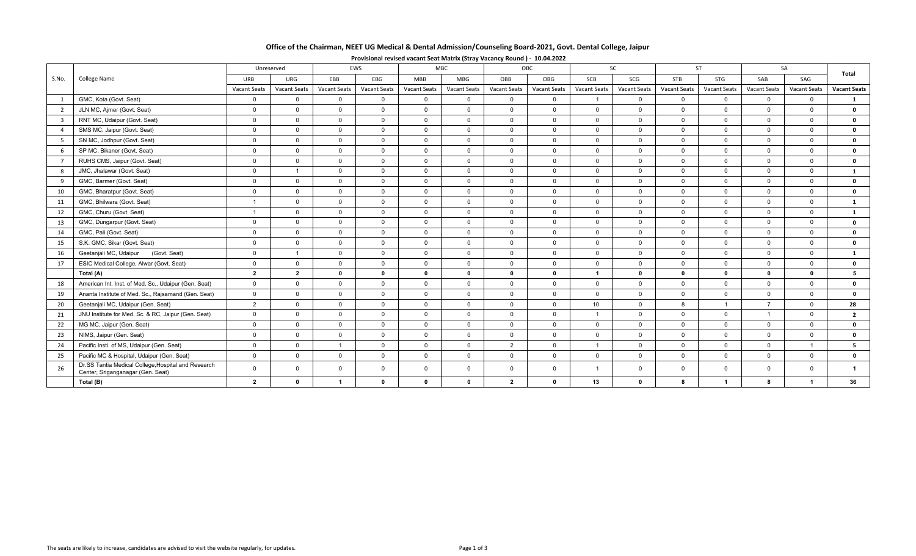# Office of the Chairman, NEET UG Medical & Dental Admission/Counseling Board-2021, Govt. Dental College, Jaipur

**Provisional revised vacant Seat Matrix (Stray Vacancy Round ) - 10.04.2022**

| S.No. | College Name | Unreserved | | EWS | | MBC | | OBC | | SC | | ST | | SA | | Total |
|---|---|---|---|---|---|---|---|---|---|---|---|---|---|---|---|---|
| | | URB | URG | EBB | EBG | MBB | MBG | OBB | OBG | SCB | SCG | STB | STG | SAB | SAG | |
| | | Vacant Seats | Vacant Seats | Vacant Seats | Vacant Seats | Vacant Seats | Vacant Seats | Vacant Seats | Vacant Seats | Vacant Seats | Vacant Seats | Vacant Seats | Vacant Seats | Vacant Seats | Vacant Seats | Vacant Seats |
| 1 | GMC, Kota (Govt. Seat) | 0 | 0 | 0 | 0 | 0 | 0 | 0 | 0 | 1 | 0 | 0 | 0 | 0 | 0 | **1** |
| 2 | JLN MC, Ajmer (Govt. Seat) | 0 | 0 | 0 | 0 | 0 | 0 | 0 | 0 | 0 | 0 | 0 | 0 | 0 | 0 | **0** |
| 3 | RNT MC, Udaipur (Govt. Seat) | 0 | 0 | 0 | 0 | 0 | 0 | 0 | 0 | 0 | 0 | 0 | 0 | 0 | 0 | **0** |
| 4 | SMS MC, Jaipur (Govt. Seat) | 0 | 0 | 0 | 0 | 0 | 0 | 0 | 0 | 0 | 0 | 0 | 0 | 0 | 0 | **0** |
| 5 | SN MC, Jodhpur (Govt. Seat) | 0 | 0 | 0 | 0 | 0 | 0 | 0 | 0 | 0 | 0 | 0 | 0 | 0 | 0 | **0** |
| 6 | SP MC, Bikaner (Govt. Seat) | 0 | 0 | 0 | 0 | 0 | 0 | 0 | 0 | 0 | 0 | 0 | 0 | 0 | 0 | **0** |
| 7 | RUHS CMS, Jaipur (Govt. Seat) | 0 | 0 | 0 | 0 | 0 | 0 | 0 | 0 | 0 | 0 | 0 | 0 | 0 | 0 | **0** |
| 8 | JMC, Jhalawar (Govt. Seat) | 0 | 1 | 0 | 0 | 0 | 0 | 0 | 0 | 0 | 0 | 0 | 0 | 0 | 0 | **1** |
| 9 | GMC, Barmer (Govt. Seat) | 0 | 0 | 0 | 0 | 0 | 0 | 0 | 0 | 0 | 0 | 0 | 0 | 0 | 0 | **0** |
| 10 | GMC, Bharatpur (Govt. Seat) | 0 | 0 | 0 | 0 | 0 | 0 | 0 | 0 | 0 | 0 | 0 | 0 | 0 | 0 | **0** |
| 11 | GMC, Bhilwara (Govt. Seat) | 1 | 0 | 0 | 0 | 0 | 0 | 0 | 0 | 0 | 0 | 0 | 0 | 0 | 0 | **1** |
| 12 | GMC, Churu (Govt. Seat) | 1 | 0 | 0 | 0 | 0 | 0 | 0 | 0 | 0 | 0 | 0 | 0 | 0 | 0 | **1** |
| 13 | GMC, Dungarpur (Govt. Seat) | 0 | 0 | 0 | 0 | 0 | 0 | 0 | 0 | 0 | 0 | 0 | 0 | 0 | 0 | **0** |
| 14 | GMC, Pali (Govt. Seat) | 0 | 0 | 0 | 0 | 0 | 0 | 0 | 0 | 0 | 0 | 0 | 0 | 0 | 0 | **0** |
| 15 | S.K. GMC, Sikar (Govt. Seat) | 0 | 0 | 0 | 0 | 0 | 0 | 0 | 0 | 0 | 0 | 0 | 0 | 0 | 0 | **0** |
| 16 | Geetanjali MC, Udaipur (Govt. Seat) | 0 | 1 | 0 | 0 | 0 | 0 | 0 | 0 | 0 | 0 | 0 | 0 | 0 | 0 | **1** |
| 17 | ESIC Medical College, Alwar (Govt. Seat) | 0 | 0 | 0 | 0 | 0 | 0 | 0 | 0 | 0 | 0 | 0 | 0 | 0 | 0 | **0** |
| | **Total (A)** | **2** | **2** | **0** | **0** | **0** | **0** | **0** | **0** | **1** | **0** | **0** | **0** | **0** | **0** | **5** |
| 18 | American Int. Inst. of Med. Sc., Udaipur (Gen. Seat) | 0 | 0 | 0 | 0 | 0 | 0 | 0 | 0 | 0 | 0 | 0 | 0 | 0 | 0 | **0** |
| 19 | Ananta Institute of Med. Sc., Rajsamand (Gen. Seat) | 0 | 0 | 0 | 0 | 0 | 0 | 0 | 0 | 0 | 0 | 0 | 0 | 0 | 0 | **0** |
| 20 | Geetanjali MC, Udaipur (Gen. Seat) | 2 | 0 | 0 | 0 | 0 | 0 | 0 | 0 | 10 | 0 | 8 | 1 | 7 | 0 | **28** |
| 21 | JNU Institute for Med. Sc. & RC, Jaipur (Gen. Seat) | 0 | 0 | 0 | 0 | 0 | 0 | 0 | 0 | 1 | 0 | 0 | 0 | 1 | 0 | **2** |
| 22 | MG MC, Jaipur (Gen. Seat) | 0 | 0 | 0 | 0 | 0 | 0 | 0 | 0 | 0 | 0 | 0 | 0 | 0 | 0 | **0** |
| 23 | NIMS, Jaipur (Gen. Seat) | 0 | 0 | 0 | 0 | 0 | 0 | 0 | 0 | 0 | 0 | 0 | 0 | 0 | 0 | **0** |
| 24 | Pacific Insti. of MS, Udaipur (Gen. Seat) | 0 | 0 | 1 | 0 | 0 | 0 | 2 | 0 | 1 | 0 | 0 | 0 | 0 | 1 | **5** |
| 25 | Pacific MC & Hospital, Udaipur (Gen. Seat) | 0 | 0 | 0 | 0 | 0 | 0 | 0 | 0 | 0 | 0 | 0 | 0 | 0 | 0 | **0** |
| 26 | Dr.SS Tantia Medical College,Hospital and Research Center, Sriganganagar (Gen. Seat) | 0 | 0 | 0 | 0 | 0 | 0 | 0 | 0 | 1 | 0 | 0 | 0 | 0 | 0 | **1** |
| | **Total (B)** | **2** | **0** | **1** | **0** | **0** | **0** | **2** | **0** | **13** | **0** | **8** | **1** | **8** | **1** | **36** |

The seats are likely to increase, candidates are advised to visit the website regularly, for updates.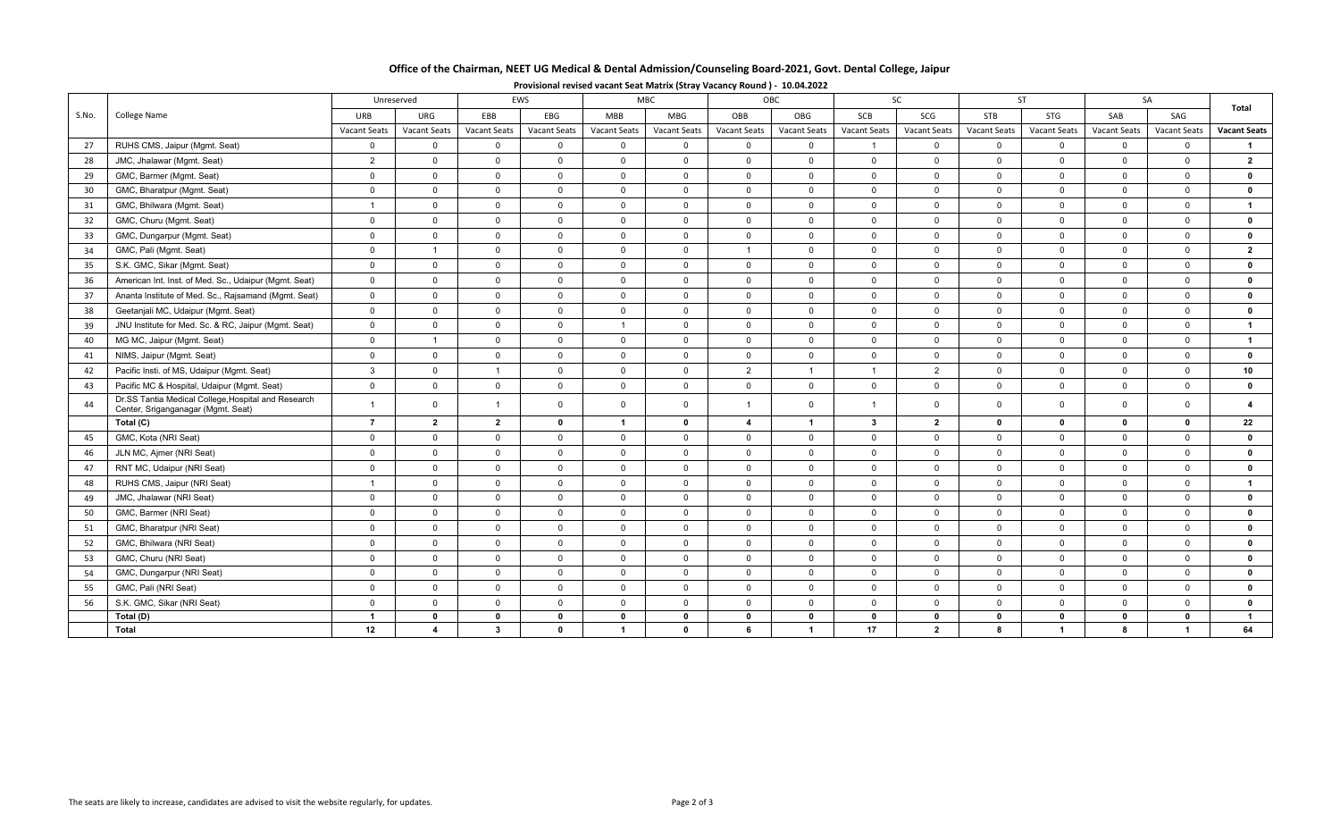# Office of the Chairman, NEET UG Medical & Dental Admission/Counseling Board-2021, Govt. Dental College, Jaipur

**Provisional revised vacant Seat Matrix (Stray Vacancy Round ) - 10.04.2022**

| S.No. | College Name | Unreserved | | EWS | | MBC | | OBC | | SC | | ST | | SA | | Total |
|---|---|---|---|---|---|---|---|---|---|---|---|---|---|---|---|---|
| | | URB | URG | EBB | EBG | MBB | MBG | OBB | OBG | SCB | SCG | STB | STG | SAB | SAG | |
| | | Vacant Seats | Vacant Seats | Vacant Seats | Vacant Seats | Vacant Seats | Vacant Seats | Vacant Seats | Vacant Seats | Vacant Seats | Vacant Seats | Vacant Seats | Vacant Seats | Vacant Seats | Vacant Seats | **Vacant Seats** |
| 27 | RUHS CMS, Jaipur (Mgmt. Seat) | 0 | 0 | 0 | 0 | 0 | 0 | 0 | 0 | 1 | 0 | 0 | 0 | 0 | 0 | **1** |
| 28 | JMC, Jhalawar (Mgmt. Seat) | 2 | 0 | 0 | 0 | 0 | 0 | 0 | 0 | 0 | 0 | 0 | 0 | 0 | 0 | **2** |
| 29 | GMC, Barmer (Mgmt. Seat) | 0 | 0 | 0 | 0 | 0 | 0 | 0 | 0 | 0 | 0 | 0 | 0 | 0 | 0 | **0** |
| 30 | GMC, Bharatpur (Mgmt. Seat) | 0 | 0 | 0 | 0 | 0 | 0 | 0 | 0 | 0 | 0 | 0 | 0 | 0 | 0 | **0** |
| 31 | GMC, Bhilwara (Mgmt. Seat) | 1 | 0 | 0 | 0 | 0 | 0 | 0 | 0 | 0 | 0 | 0 | 0 | 0 | 0 | **1** |
| 32 | GMC, Churu (Mgmt. Seat) | 0 | 0 | 0 | 0 | 0 | 0 | 0 | 0 | 0 | 0 | 0 | 0 | 0 | 0 | **0** |
| 33 | GMC, Dungarpur (Mgmt. Seat) | 0 | 0 | 0 | 0 | 0 | 0 | 0 | 0 | 0 | 0 | 0 | 0 | 0 | 0 | **0** |
| 34 | GMC, Pali (Mgmt. Seat) | 0 | 1 | 0 | 0 | 0 | 0 | 1 | 0 | 0 | 0 | 0 | 0 | 0 | 0 | **2** |
| 35 | S.K. GMC, Sikar (Mgmt. Seat) | 0 | 0 | 0 | 0 | 0 | 0 | 0 | 0 | 0 | 0 | 0 | 0 | 0 | 0 | **0** |
| 36 | American Int. Inst. of Med. Sc., Udaipur (Mgmt. Seat) | 0 | 0 | 0 | 0 | 0 | 0 | 0 | 0 | 0 | 0 | 0 | 0 | 0 | 0 | **0** |
| 37 | Ananta Institute of Med. Sc., Rajsamand (Mgmt. Seat) | 0 | 0 | 0 | 0 | 0 | 0 | 0 | 0 | 0 | 0 | 0 | 0 | 0 | 0 | **0** |
| 38 | Geetanjali MC, Udaipur (Mgmt. Seat) | 0 | 0 | 0 | 0 | 0 | 0 | 0 | 0 | 0 | 0 | 0 | 0 | 0 | 0 | **0** |
| 39 | JNU Institute for Med. Sc. & RC, Jaipur (Mgmt. Seat) | 0 | 0 | 0 | 0 | 1 | 0 | 0 | 0 | 0 | 0 | 0 | 0 | 0 | 0 | **1** |
| 40 | MG MC, Jaipur (Mgmt. Seat) | 0 | 1 | 0 | 0 | 0 | 0 | 0 | 0 | 0 | 0 | 0 | 0 | 0 | 0 | **1** |
| 41 | NIMS, Jaipur (Mgmt. Seat) | 0 | 0 | 0 | 0 | 0 | 0 | 0 | 0 | 0 | 0 | 0 | 0 | 0 | 0 | **0** |
| 42 | Pacific Insti. of MS, Udaipur (Mgmt. Seat) | 3 | 0 | 1 | 0 | 0 | 0 | 2 | 1 | 1 | 2 | 0 | 0 | 0 | 0 | **10** |
| 43 | Pacific MC & Hospital, Udaipur (Mgmt. Seat) | 0 | 0 | 0 | 0 | 0 | 0 | 0 | 0 | 0 | 0 | 0 | 0 | 0 | 0 | **0** |
| 44 | Dr.SS Tantia Medical College,Hospital and Research Center, Sriganganagar (Mgmt. Seat) | 1 | 0 | 1 | 0 | 0 | 0 | 1 | 0 | 1 | 0 | 0 | 0 | 0 | 0 | **4** |
| | **Total (C)** | **7** | **2** | **2** | **0** | **1** | **0** | **4** | **1** | **3** | **2** | **0** | **0** | **0** | **0** | **22** |
| 45 | GMC, Kota (NRI Seat) | 0 | 0 | 0 | 0 | 0 | 0 | 0 | 0 | 0 | 0 | 0 | 0 | 0 | 0 | **0** |
| 46 | JLN MC, Ajmer (NRI Seat) | 0 | 0 | 0 | 0 | 0 | 0 | 0 | 0 | 0 | 0 | 0 | 0 | 0 | 0 | **0** |
| 47 | RNT MC, Udaipur (NRI Seat) | 0 | 0 | 0 | 0 | 0 | 0 | 0 | 0 | 0 | 0 | 0 | 0 | 0 | 0 | **0** |
| 48 | RUHS CMS, Jaipur (NRI Seat) | 1 | 0 | 0 | 0 | 0 | 0 | 0 | 0 | 0 | 0 | 0 | 0 | 0 | 0 | **1** |
| 49 | JMC, Jhalawar (NRI Seat) | 0 | 0 | 0 | 0 | 0 | 0 | 0 | 0 | 0 | 0 | 0 | 0 | 0 | 0 | **0** |
| 50 | GMC, Barmer (NRI Seat) | 0 | 0 | 0 | 0 | 0 | 0 | 0 | 0 | 0 | 0 | 0 | 0 | 0 | 0 | **0** |
| 51 | GMC, Bharatpur (NRI Seat) | 0 | 0 | 0 | 0 | 0 | 0 | 0 | 0 | 0 | 0 | 0 | 0 | 0 | 0 | **0** |
| 52 | GMC, Bhilwara (NRI Seat) | 0 | 0 | 0 | 0 | 0 | 0 | 0 | 0 | 0 | 0 | 0 | 0 | 0 | 0 | **0** |
| 53 | GMC, Churu (NRI Seat) | 0 | 0 | 0 | 0 | 0 | 0 | 0 | 0 | 0 | 0 | 0 | 0 | 0 | 0 | **0** |
| 54 | GMC, Dungarpur (NRI Seat) | 0 | 0 | 0 | 0 | 0 | 0 | 0 | 0 | 0 | 0 | 0 | 0 | 0 | 0 | **0** |
| 55 | GMC, Pali (NRI Seat) | 0 | 0 | 0 | 0 | 0 | 0 | 0 | 0 | 0 | 0 | 0 | 0 | 0 | 0 | **0** |
| 56 | S.K. GMC, Sikar (NRI Seat) | 0 | 0 | 0 | 0 | 0 | 0 | 0 | 0 | 0 | 0 | 0 | 0 | 0 | 0 | **0** |
| | **Total (D)** | **1** | **0** | **0** | **0** | **0** | **0** | **0** | **0** | **0** | **0** | **0** | **0** | **0** | **0** | **1** |
| | **Total** | **12** | **4** | **3** | **0** | **1** | **0** | **6** | **1** | **17** | **2** | **8** | **1** | **8** | **1** | **64** |

The seats are likely to increase, candidates are advised to visit the website regularly, for updates.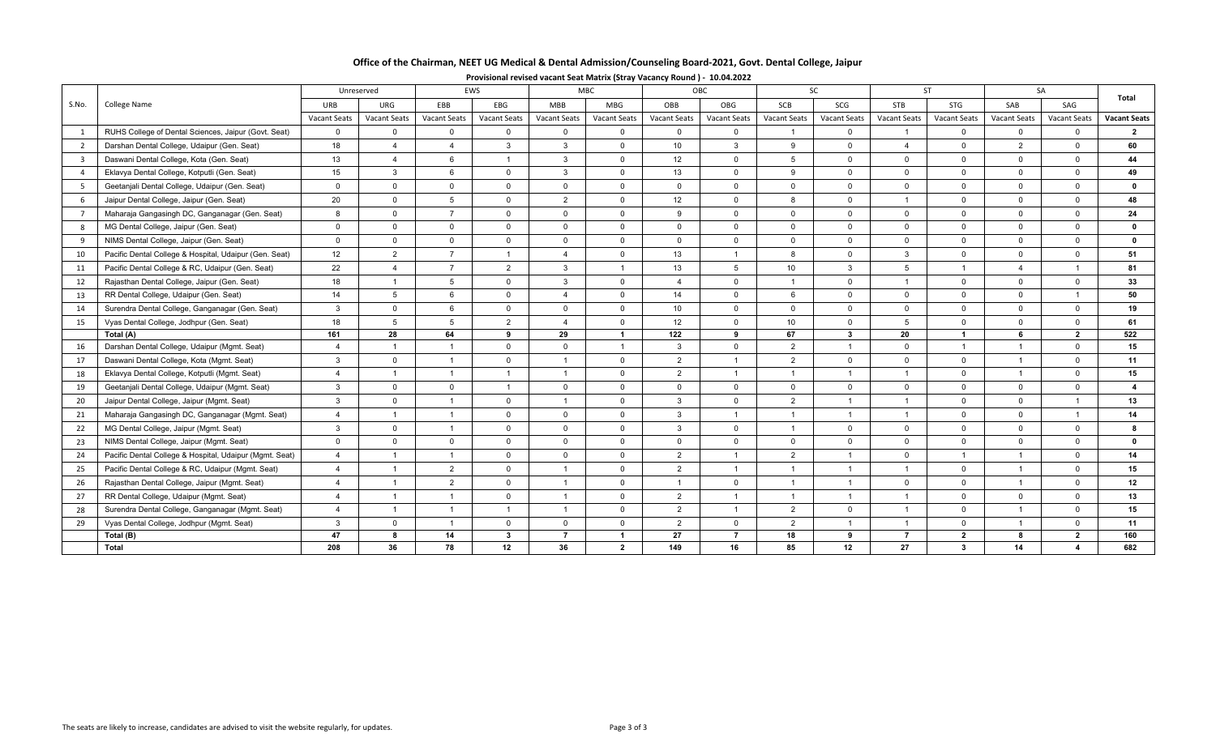# Office of the Chairman, NEET UG Medical & Dental Admission/Counseling Board-2021, Govt. Dental College, Jaipur

**Provisional revised vacant Seat Matrix (Stray Vacancy Round ) - 10.04.2022**

| S.No. | College Name | Unreserved | | EWS | | MBC | | OBC | | SC | | ST | | SA | | Total |
|---|---|---|---|---|---|---|---|---|---|---|---|---|---|---|---|---|
| | | URB | URG | EBB | EBG | MBB | MBG | OBB | OBG | SCB | SCG | STB | STG | SAB | SAG | |
| | | Vacant Seats | Vacant Seats | Vacant Seats | Vacant Seats | Vacant Seats | Vacant Seats | Vacant Seats | Vacant Seats | Vacant Seats | Vacant Seats | Vacant Seats | Vacant Seats | Vacant Seats | Vacant Seats | Vacant Seats |
| 1 | RUHS College of Dental Sciences, Jaipur (Govt. Seat) | 0 | 0 | 0 | 0 | 0 | 0 | 0 | 0 | 1 | 0 | 1 | 0 | 0 | 0 | **2** |
| 2 | Darshan Dental College, Udaipur (Gen. Seat) | 18 | 4 | 4 | 3 | 3 | 0 | 10 | 3 | 9 | 0 | 4 | 0 | 2 | 0 | **60** |
| 3 | Daswani Dental College, Kota (Gen. Seat) | 13 | 4 | 6 | 1 | 3 | 0 | 12 | 0 | 5 | 0 | 0 | 0 | 0 | 0 | **44** |
| 4 | Eklavya Dental College, Kotputli (Gen. Seat) | 15 | 3 | 6 | 0 | 3 | 0 | 13 | 0 | 9 | 0 | 0 | 0 | 0 | 0 | **49** |
| 5 | Geetanjali Dental College, Udaipur (Gen. Seat) | 0 | 0 | 0 | 0 | 0 | 0 | 0 | 0 | 0 | 0 | 0 | 0 | 0 | 0 | **0** |
| 6 | Jaipur Dental College, Jaipur (Gen. Seat) | 20 | 0 | 5 | 0 | 2 | 0 | 12 | 0 | 8 | 0 | 1 | 0 | 0 | 0 | **48** |
| 7 | Maharaja Gangasingh DC, Ganganagar (Gen. Seat) | 8 | 0 | 7 | 0 | 0 | 0 | 9 | 0 | 0 | 0 | 0 | 0 | 0 | 0 | **24** |
| 8 | MG Dental College, Jaipur (Gen. Seat) | 0 | 0 | 0 | 0 | 0 | 0 | 0 | 0 | 0 | 0 | 0 | 0 | 0 | 0 | **0** |
| 9 | NIMS Dental College, Jaipur (Gen. Seat) | 0 | 0 | 0 | 0 | 0 | 0 | 0 | 0 | 0 | 0 | 0 | 0 | 0 | 0 | **0** |
| 10 | Pacific Dental College & Hospital, Udaipur (Gen. Seat) | 12 | 2 | 7 | 1 | 4 | 0 | 13 | 1 | 8 | 0 | 3 | 0 | 0 | 0 | **51** |
| 11 | Pacific Dental College & RC, Udaipur (Gen. Seat) | 22 | 4 | 7 | 2 | 3 | 1 | 13 | 5 | 10 | 3 | 5 | 1 | 4 | 1 | **81** |
| 12 | Rajasthan Dental College, Jaipur (Gen. Seat) | 18 | 1 | 5 | 0 | 3 | 0 | 4 | 0 | 1 | 0 | 1 | 0 | 0 | 0 | **33** |
| 13 | RR Dental College, Udaipur (Gen. Seat) | 14 | 5 | 6 | 0 | 4 | 0 | 14 | 0 | 6 | 0 | 0 | 0 | 0 | 1 | **50** |
| 14 | Surendra Dental College, Ganganagar (Gen. Seat) | 3 | 0 | 6 | 0 | 0 | 0 | 10 | 0 | 0 | 0 | 0 | 0 | 0 | 0 | **19** |
| 15 | Vyas Dental College, Jodhpur (Gen. Seat) | 18 | 5 | 5 | 2 | 4 | 0 | 12 | 0 | 10 | 0 | 5 | 0 | 0 | 0 | **61** |
| | **Total (A)** | **161** | **28** | **64** | **9** | **29** | **1** | **122** | **9** | **67** | **3** | **20** | **1** | **6** | **2** | **522** |
| 16 | Darshan Dental College, Udaipur (Mgmt. Seat) | 4 | 1 | 1 | 0 | 0 | 1 | 3 | 0 | 2 | 1 | 0 | 1 | 1 | 0 | **15** |
| 17 | Daswani Dental College, Kota (Mgmt. Seat) | 3 | 0 | 1 | 0 | 1 | 0 | 2 | 1 | 2 | 0 | 0 | 0 | 1 | 0 | **11** |
| 18 | Eklavya Dental College, Kotputli (Mgmt. Seat) | 4 | 1 | 1 | 1 | 1 | 0 | 2 | 1 | 1 | 1 | 1 | 0 | 1 | 0 | **15** |
| 19 | Geetanjali Dental College, Udaipur (Mgmt. Seat) | 3 | 0 | 0 | 1 | 0 | 0 | 0 | 0 | 0 | 0 | 0 | 0 | 0 | 0 | **4** |
| 20 | Jaipur Dental College, Jaipur (Mgmt. Seat) | 3 | 0 | 1 | 0 | 1 | 0 | 3 | 0 | 2 | 1 | 1 | 0 | 0 | 1 | **13** |
| 21 | Maharaja Gangasingh DC, Ganganagar (Mgmt. Seat) | 4 | 1 | 1 | 0 | 0 | 0 | 3 | 1 | 1 | 1 | 1 | 0 | 0 | 1 | **14** |
| 22 | MG Dental College, Jaipur (Mgmt. Seat) | 3 | 0 | 1 | 0 | 0 | 0 | 3 | 0 | 1 | 0 | 0 | 0 | 0 | 0 | **8** |
| 23 | NIMS Dental College, Jaipur (Mgmt. Seat) | 0 | 0 | 0 | 0 | 0 | 0 | 0 | 0 | 0 | 0 | 0 | 0 | 0 | 0 | **0** |
| 24 | Pacific Dental College & Hospital, Udaipur (Mgmt. Seat) | 4 | 1 | 1 | 0 | 0 | 0 | 2 | 1 | 2 | 1 | 0 | 1 | 1 | 0 | **14** |
| 25 | Pacific Dental College & RC, Udaipur (Mgmt. Seat) | 4 | 1 | 2 | 0 | 1 | 0 | 2 | 1 | 1 | 1 | 1 | 0 | 1 | 0 | **15** |
| 26 | Rajasthan Dental College, Jaipur (Mgmt. Seat) | 4 | 1 | 2 | 0 | 1 | 0 | 1 | 0 | 1 | 1 | 0 | 0 | 1 | 0 | **12** |
| 27 | RR Dental College, Udaipur (Mgmt. Seat) | 4 | 1 | 1 | 0 | 1 | 0 | 2 | 1 | 1 | 1 | 1 | 0 | 0 | 0 | **13** |
| 28 | Surendra Dental College, Ganganagar (Mgmt. Seat) | 4 | 1 | 1 | 1 | 1 | 0 | 2 | 1 | 2 | 0 | 1 | 0 | 1 | 0 | **15** |
| 29 | Vyas Dental College, Jodhpur (Mgmt. Seat) | 3 | 0 | 1 | 0 | 0 | 0 | 2 | 0 | 2 | 1 | 1 | 0 | 1 | 0 | **11** |
| | **Total (B)** | **47** | **8** | **14** | **3** | **7** | **1** | **27** | **7** | **18** | **9** | **7** | **2** | **8** | **2** | **160** |
| | **Total** | **208** | **36** | **78** | **12** | **36** | **2** | **149** | **16** | **85** | **12** | **27** | **3** | **14** | **4** | **682** |

The seats are likely to increase, candidates are advised to visit the website regularly, for updates.